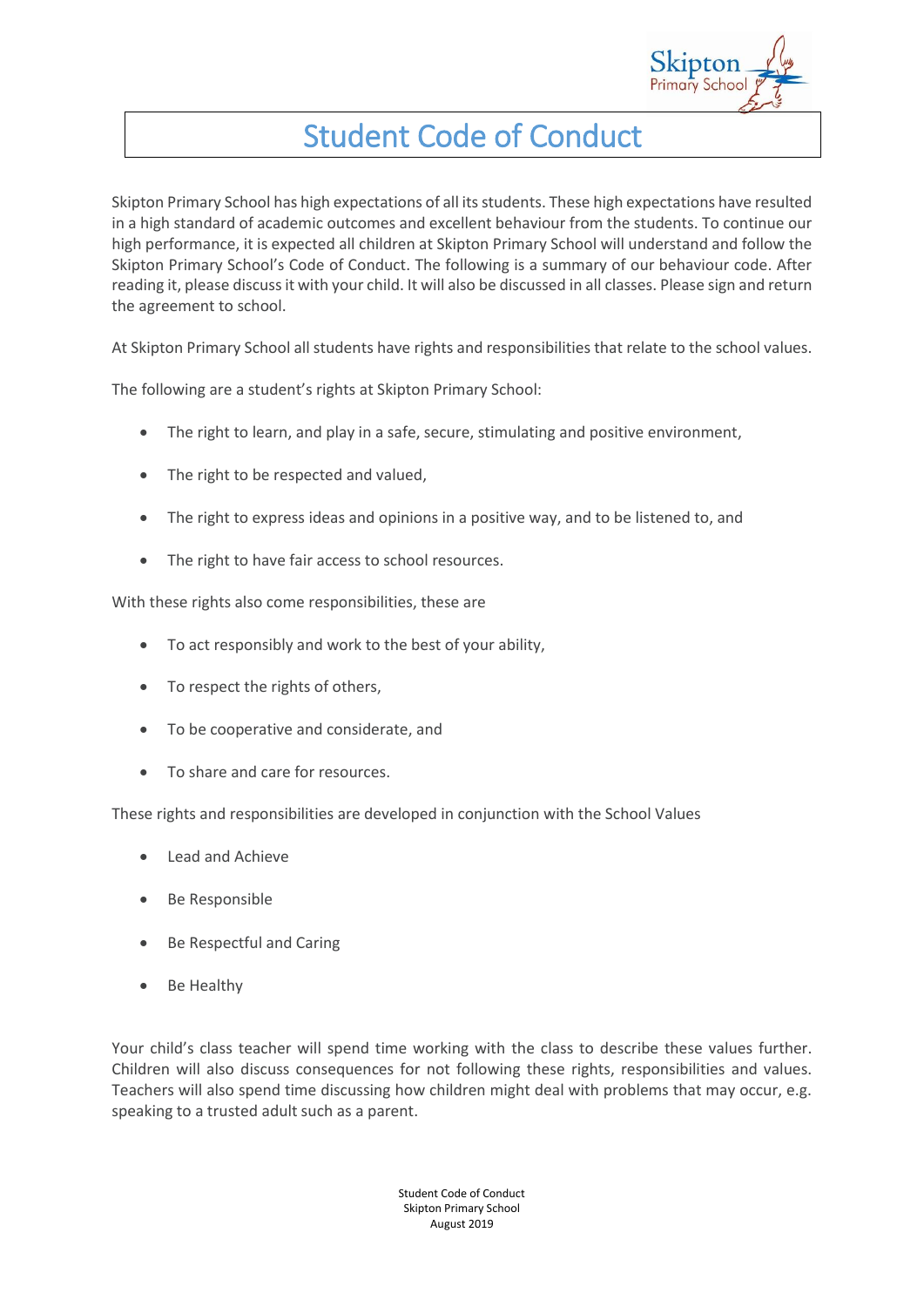# Student Code of Conduct

Skipton Primary School has high expectations of all its students. These high expectations have resulted in a high standard of academic outcomes and excellent behaviour from the students. To continue our high performance, it is expected all children at Skipton Primary School will understand and follow the Skipton Primary School's Code of Conduct. The following is a summary of our behaviour code. After reading it, please discuss it with your child. It will also be discussed in all classes. Please sign and return the agreement to school.

At Skipton Primary School all students have rights and responsibilities that relate to the school values.

The following are a student's rights at Skipton Primary School:

- The right to learn, and play in a safe, secure, stimulating and positive environment,
- The right to be respected and valued,
- The right to express ideas and opinions in a positive way, and to be listened to, and
- The right to have fair access to school resources.

With these rights also come responsibilities, these are

- To act responsibly and work to the best of your ability,
- To respect the rights of others,
- To be cooperative and considerate, and
- To share and care for resources.

These rights and responsibilities are developed in conjunction with the School Values

- Lead and Achieve
- Be Responsible
- Be Respectful and Caring
- Be Healthy

Your child's class teacher will spend time working with the class to describe these values further. Children will also discuss consequences for not following these rights, responsibilities and values. Teachers will also spend time discussing how children might deal with problems that may occur, e.g. speaking to a trusted adult such as a parent.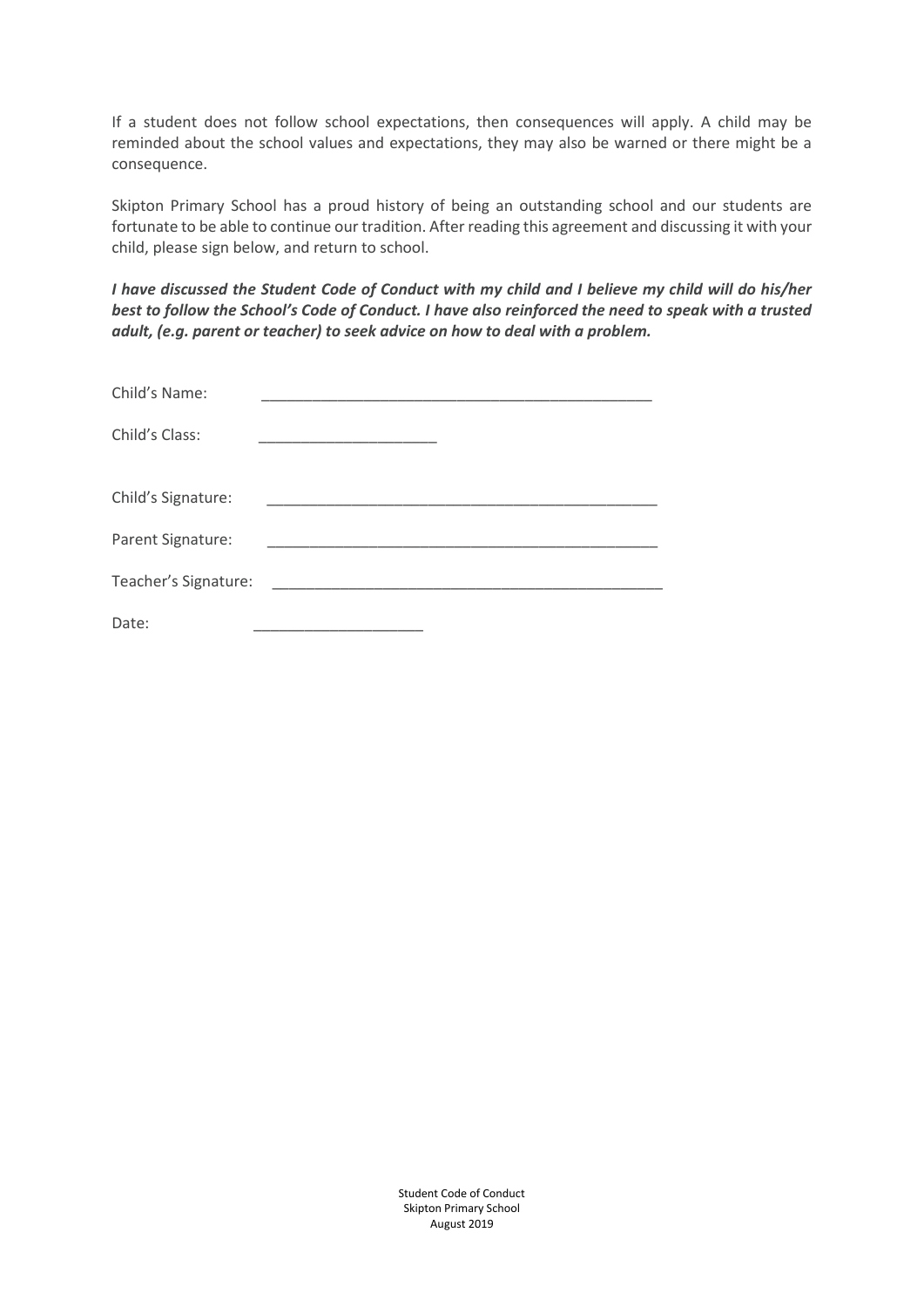If a student does not follow school expectations, then consequences will apply. A child may be reminded about the school values and expectations, they may also be warned or there might be a consequence.

Skipton Primary School has a proud history of being an outstanding school and our students are fortunate to be able to continue our tradition. After reading this agreement and discussing it with your child, please sign below, and return to school.

***I have discussed the Student Code of Conduct with my child and I believe my child will do his/her best to follow the School's Code of Conduct. I have also reinforced the need to speak with a trusted adult, (e.g. parent or teacher) to seek advice on how to deal with a problem.***

Child's Name: _______________________________________________

Child's Class: _____________________

Child's Signature: _______________________________________________

Parent Signature: _______________________________________________

Teacher's Signature: _______________________________________________

Date: ____________________

Student Code of Conduct
Skipton Primary School
August 2019